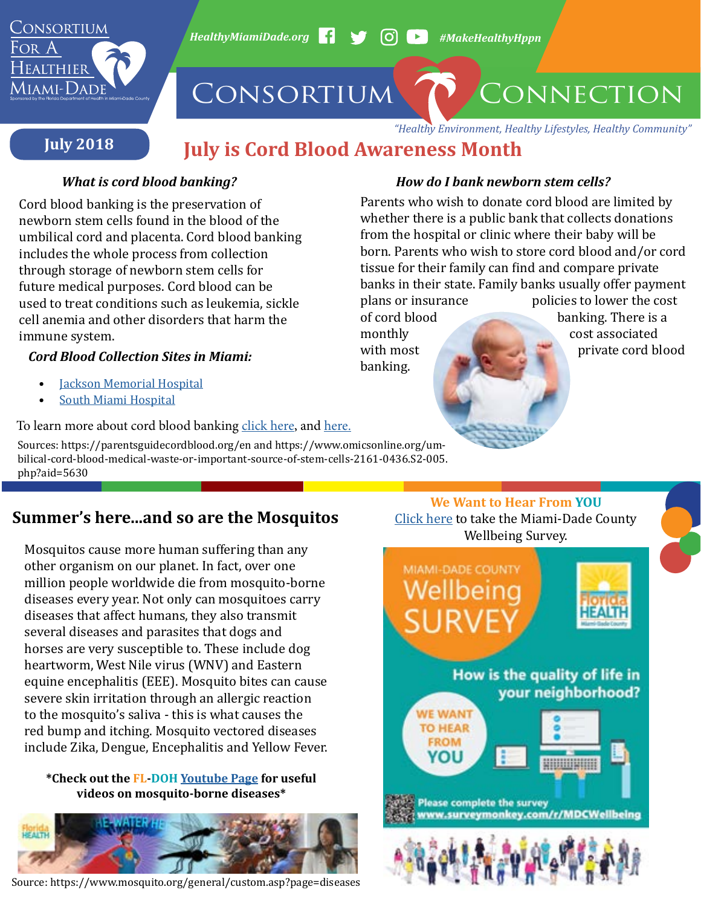Consortium For A Healthier Miami-Dade

Sponsored by the Florida Department of Health in Miami-Dade County

HealthyMiamiDade.org #MakeHealthyHppn

# Consortium Connection

*"Healthy Environment, Healthy Lifestyles, Healthy Community"*

**July 2018**

## July is Cord Blood Awareness Month

### *What is cord blood banking?*

Cord blood banking is the preservation of newborn stem cells found in the blood of the umbilical cord and placenta. Cord blood banking includes the whole process from collection through storage of newborn stem cells for future medical purposes. Cord blood can be used to treat conditions such as leukemia, sickle cell anemia and other disorders that harm the immune system.

### *Cord Blood Collection Sites in Miami:*

- Jackson Memorial Hospital
- South Miami Hospital

### *How do I bank newborn stem cells?*

Parents who wish to donate cord blood are limited by whether there is a public bank that collects donations from the hospital or clinic where their baby will be born. Parents who wish to store cord blood and/or cord tissue for their family can find and compare private banks in their state. Family banks usually offer payment plans or insurance policies to lower the cost of cord blood banking. There is a monthly cost associated with most private cord blood banking.

To learn more about cord blood banking click here, and here.

Sources: https://parentsguidecordblood.org/en and https://www.omicsonline.org/umbilical-cord-blood-medical-waste-or-important-source-of-stem-cells-2161-0436.S2-005.php?aid=5630

## Summer's here...and so are the Mosquitos

Mosquitos cause more human suffering than any other organism on our planet. In fact, over one million people worldwide die from mosquito-borne diseases every year. Not only can mosquitoes carry diseases that affect humans, they also transmit several diseases and parasites that dogs and horses are very susceptible to. These include dog heartworm, West Nile virus (WNV) and Eastern equine encephalitis (EEE). Mosquito bites can cause severe skin irritation through an allergic reaction to the mosquito's saliva - this is what causes the red bump and itching. Mosquito vectored diseases include Zika, Dengue, Encephalitis and Yellow Fever.

**\*Check out the FL-DOH Youtube Page for useful videos on mosquito-borne diseases\***

Source: https://www.mosquito.org/general/custom.asp?page=diseases

**We Want to Hear From YOU**

Click here to take the Miami-Dade County Wellbeing Survey.

MIAMI-DADE COUNTY Wellbeing SURVEY

How is the quality of life in your neighborhood?

WE WANT TO HEAR FROM YOU

Please complete the survey www.surveymonkey.com/r/MDCWellbeing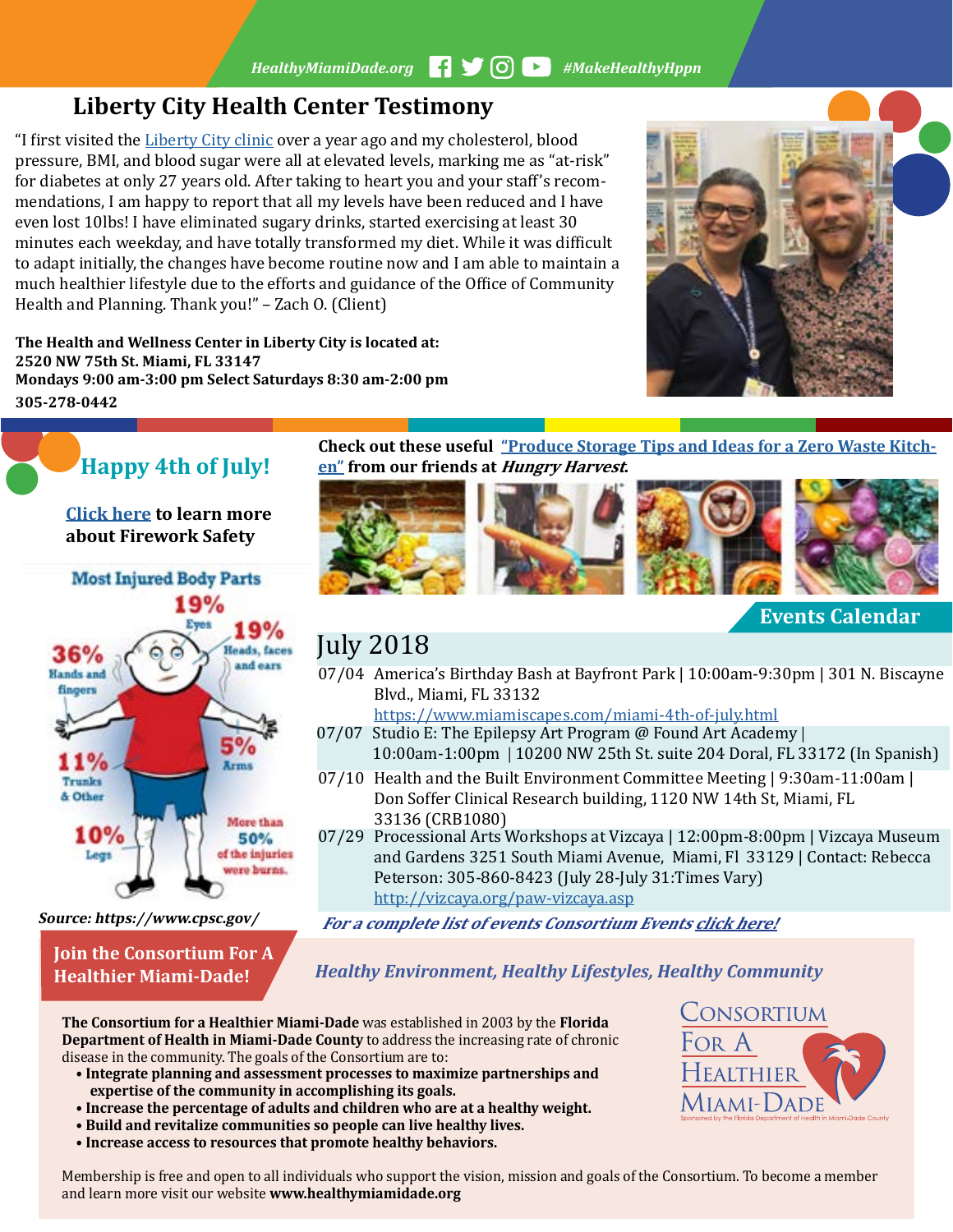HealthyMiamiDade.org #MakeHealthyHppn

## Liberty City Health Center Testimony

"I first visited the Liberty City clinic over a year ago and my cholesterol, blood pressure, BMI, and blood sugar were all at elevated levels, marking me as "at-risk" for diabetes at only 27 years old. After taking to heart you and your staff's recommendations, I am happy to report that all my levels have been reduced and I have even lost 10lbs! I have eliminated sugary drinks, started exercising at least 30 minutes each weekday, and have totally transformed my diet. While it was difficult to adapt initially, the changes have become routine now and I am able to maintain a much healthier lifestyle due to the efforts and guidance of the Office of Community Health and Planning. Thank you!" – Zach O. (Client)

**The Health and Wellness Center in Liberty City is located at:**
**2520 NW 75th St. Miami, FL 33147**
**Mondays 9:00 am-3:00 pm Select Saturdays 8:30 am-2:00 pm**
**305-278-0442**

## Happy 4th of July!

**Click here to learn more about Firework Safety**

Most Injured Body Parts

19% Eyes

19% Heads, faces and ears

36% Hands and fingers

11% Trunks & Other

5% Arms

10% Legs

More than 50% of the injuries were burns.

***Source: https://www.cpsc.gov/***

**Check out these useful "Produce Storage Tips and Ideas for a Zero Waste Kitchen" from our friends at *Hungry Harvest*.**

## Events Calendar

### July 2018

- 07/04 America's Birthday Bash at Bayfront Park | 10:00am-9:30pm | 301 N. Biscayne Blvd., Miami, FL 33132 https://www.miamiscapes.com/miami-4th-of-july.html
- 07/07 Studio E: The Epilepsy Art Program @ Found Art Academy | 10:00am-1:00pm | 10200 NW 25th St. suite 204 Doral, FL 33172 (In Spanish)
- 07/10 Health and the Built Environment Committee Meeting | 9:30am-11:00am | Don Soffer Clinical Research building, 1120 NW 14th St, Miami, FL 33136 (CRB1080)
- 07/29 Processional Arts Workshops at Vizcaya | 12:00pm-8:00pm | Vizcaya Museum and Gardens 3251 South Miami Avenue, Miami, Fl 33129 | Contact: Rebecca Peterson: 305-860-8423 (July 28-July 31:Times Vary) http://vizcaya.org/paw-vizcaya.asp

***For a complete list of events Consortium Events click here!***

## Join the Consortium For A Healthier Miami-Dade!

***Healthy Environment, Healthy Lifestyles, Healthy Community***

**The Consortium for a Healthier Miami-Dade** was established in 2003 by the **Florida Department of Health in Miami-Dade County** to address the increasing rate of chronic disease in the community. The goals of the Consortium are to:

- **Integrate planning and assessment processes to maximize partnerships and expertise of the community in accomplishing its goals.**
- **Increase the percentage of adults and children who are at a healthy weight.**
- **Build and revitalize communities so people can live healthy lives.**
- **Increase access to resources that promote healthy behaviors.**

Consortium For A Healthier Miami-Dade
Sponsored by the Florida Department of Health in Miami-Dade County

Membership is free and open to all individuals who support the vision, mission and goals of the Consortium. To become a member and learn more visit our website **www.healthymiamidade.org**